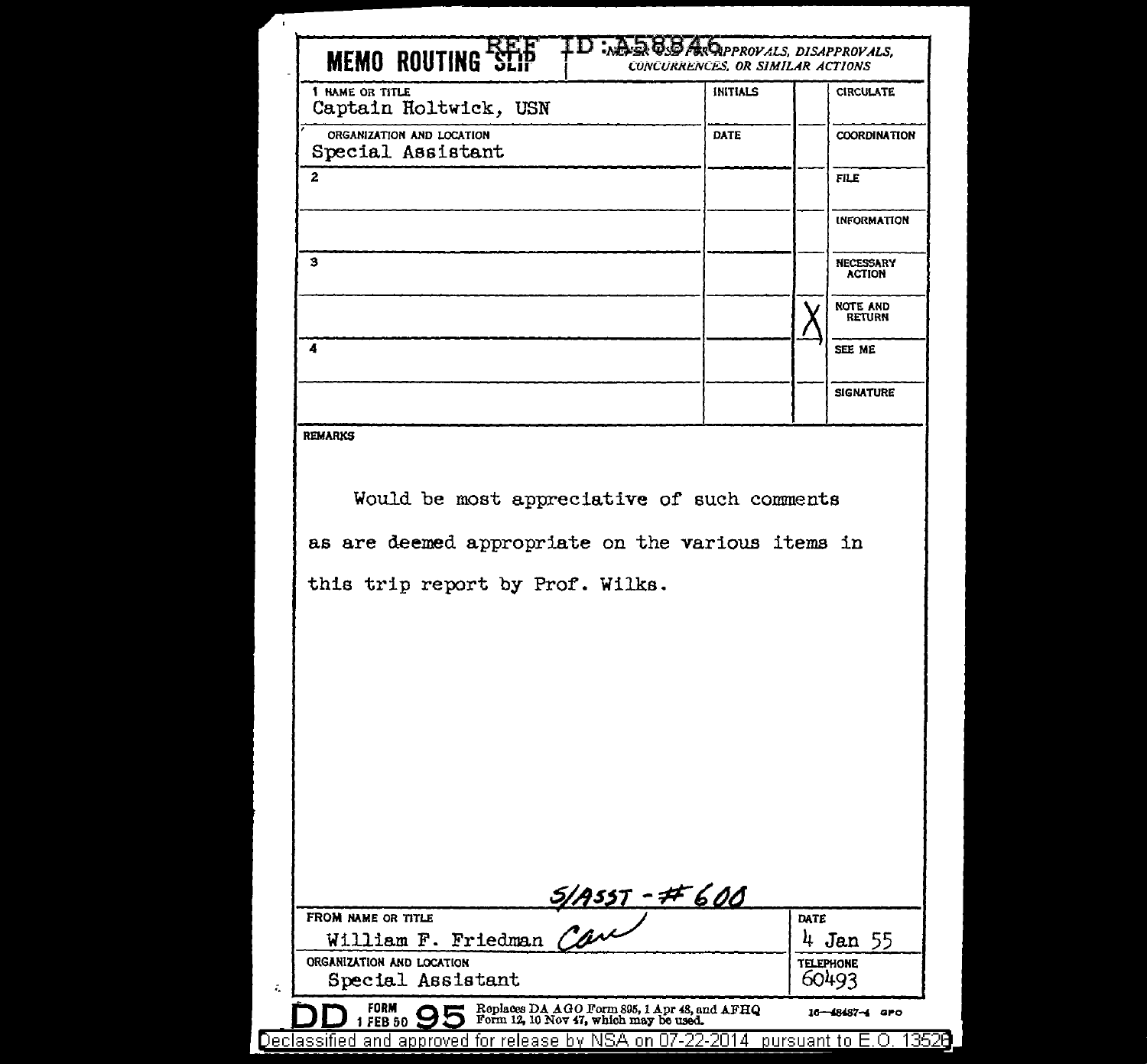REF ID:A58846

# MEMO ROUTING SLIP

NEVER USE FOR APPROVALS, DISAPPROVALS, CONCURRENCES, OR SIMILAR ACTIONS

| NAME OR TITLE / ORGANIZATION AND LOCATION | INITIALS / DATE | | |
|---|---|---|---|
| 1 NAME OR TITLE: Captain Holtwick, USN | INITIALS | | CIRCULATE |
| ORGANIZATION AND LOCATION: Special Assistant | DATE | | COORDINATION |
| 2 | | | FILE |
| | | | INFORMATION |
| 3 | | | NECESSARY ACTION |
| | | X | NOTE AND RETURN |
| 4 | | | SEE ME |
| | | | SIGNATURE |

REMARKS

Would be most appreciative of such comments as are deemed appropriate on the various items in this trip report by Prof. Wilks.

S/ASST - #600

| FROM NAME OR TITLE | DATE |
|---|---|
| William F. Friedman *Carl* | 4 Jan 55 |
| ORGANIZATION AND LOCATION: Special Assistant | TELEPHONE: 60493 |

DD FORM 95, 1 FEB 50 — Replaces DA AGO Form 895, 1 Apr 48, and AFHQ Form 12, 10 Nov 47, which may be used. 16—48487-4 GPO

Declassified and approved for release by NSA on 07-22-2014 pursuant to E.O. 13526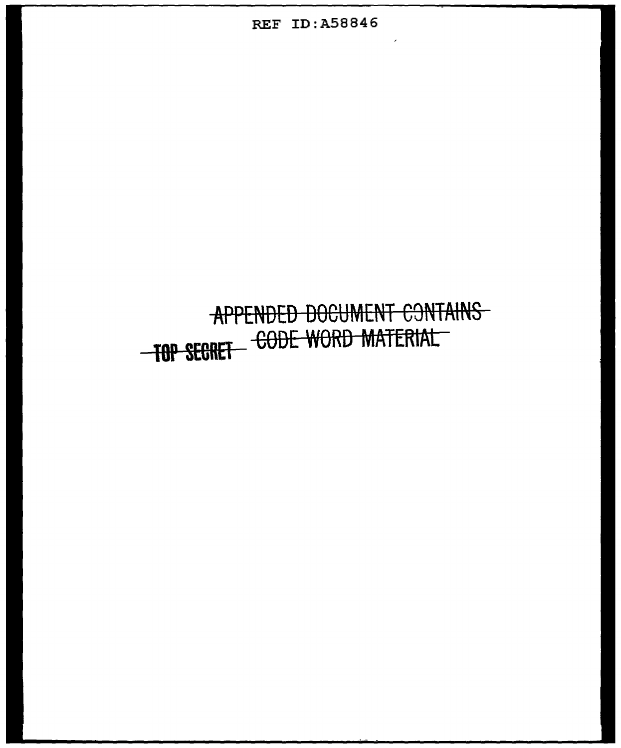~~APPENDED DOCUMENT CONTAINS~~
~~CODE WORD MATERIAL~~

~~TOP SECRET~~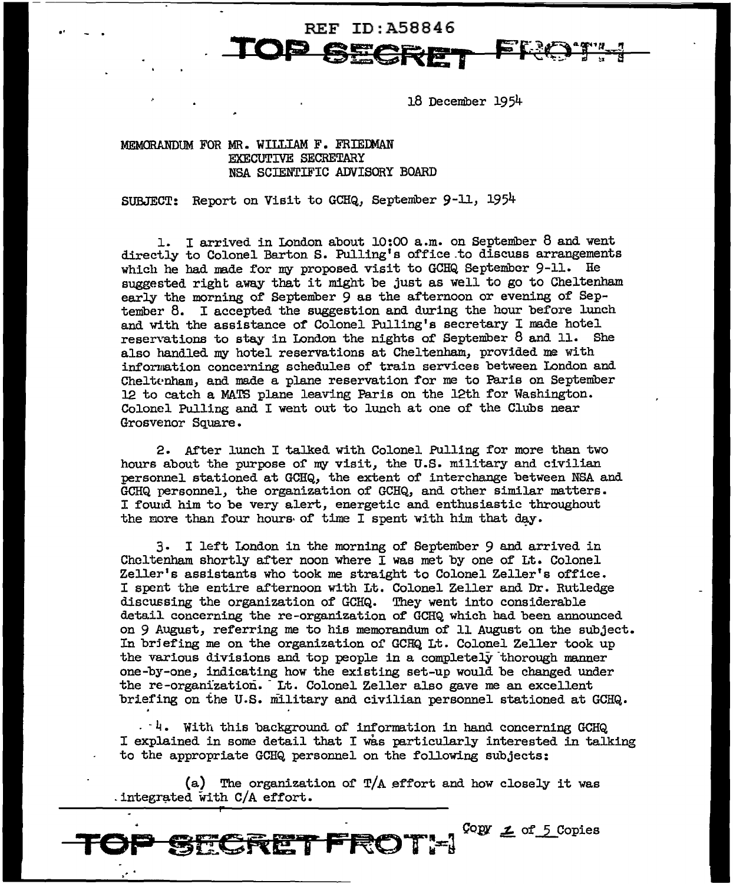REF ID:A58846

TOP SECRET FROTH

18 December 1954

MEMORANDUM FOR MR. WILLIAM F. FRIEDMAN
EXECUTIVE SECRETARY
NSA SCIENTIFIC ADVISORY BOARD

SUBJECT: Report on Visit to GCHQ, September 9-11, 1954

1. I arrived in London about 10:00 a.m. on September 8 and went directly to Colonel Barton S. Pulling's office to discuss arrangements which he had made for my proposed visit to GCHQ September 9-11. He suggested right away that it might be just as well to go to Cheltenham early the morning of September 9 as the afternoon or evening of September 8. I accepted the suggestion and during the hour before lunch and with the assistance of Colonel Pulling's secretary I made hotel reservations to stay in London the nights of September 8 and 11. She also handled my hotel reservations at Cheltenham, provided me with information concerning schedules of train services between London and Cheltenham, and made a plane reservation for me to Paris on September 12 to catch a MATS plane leaving Paris on the 12th for Washington. Colonel Pulling and I went out to lunch at one of the Clubs near Grosvenor Square.

2. After lunch I talked with Colonel Pulling for more than two hours about the purpose of my visit, the U.S. military and civilian personnel stationed at GCHQ, the extent of interchange between NSA and GCHQ personnel, the organization of GCHQ, and other similar matters. I found him to be very alert, energetic and enthusiastic throughout the more than four hours of time I spent with him that day.

3. I left London in the morning of September 9 and arrived in Cheltenham shortly after noon where I was met by one of Lt. Colonel Zeller's assistants who took me straight to Colonel Zeller's office. I spent the entire afternoon with Lt. Colonel Zeller and Dr. Rutledge discussing the organization of GCHQ. They went into considerable detail concerning the re-organization of GCHQ which had been announced on 9 August, referring me to his memorandum of 11 August on the subject. In briefing me on the organization of GCHQ Lt. Colonel Zeller took up the various divisions and top people in a completely thorough manner one-by-one, indicating how the existing set-up would be changed under the re-organization. Lt. Colonel Zeller also gave me an excellent briefing on the U.S. military and civilian personnel stationed at GCHQ.

4. With this background of information in hand concerning GCHQ I explained in some detail that I was particularly interested in talking to the appropriate GCHQ personnel on the following subjects:

(a) The organization of T/A effort and how closely it was integrated with C/A effort.

TOP SECRET FROTH

Copy 2 of 5 Copies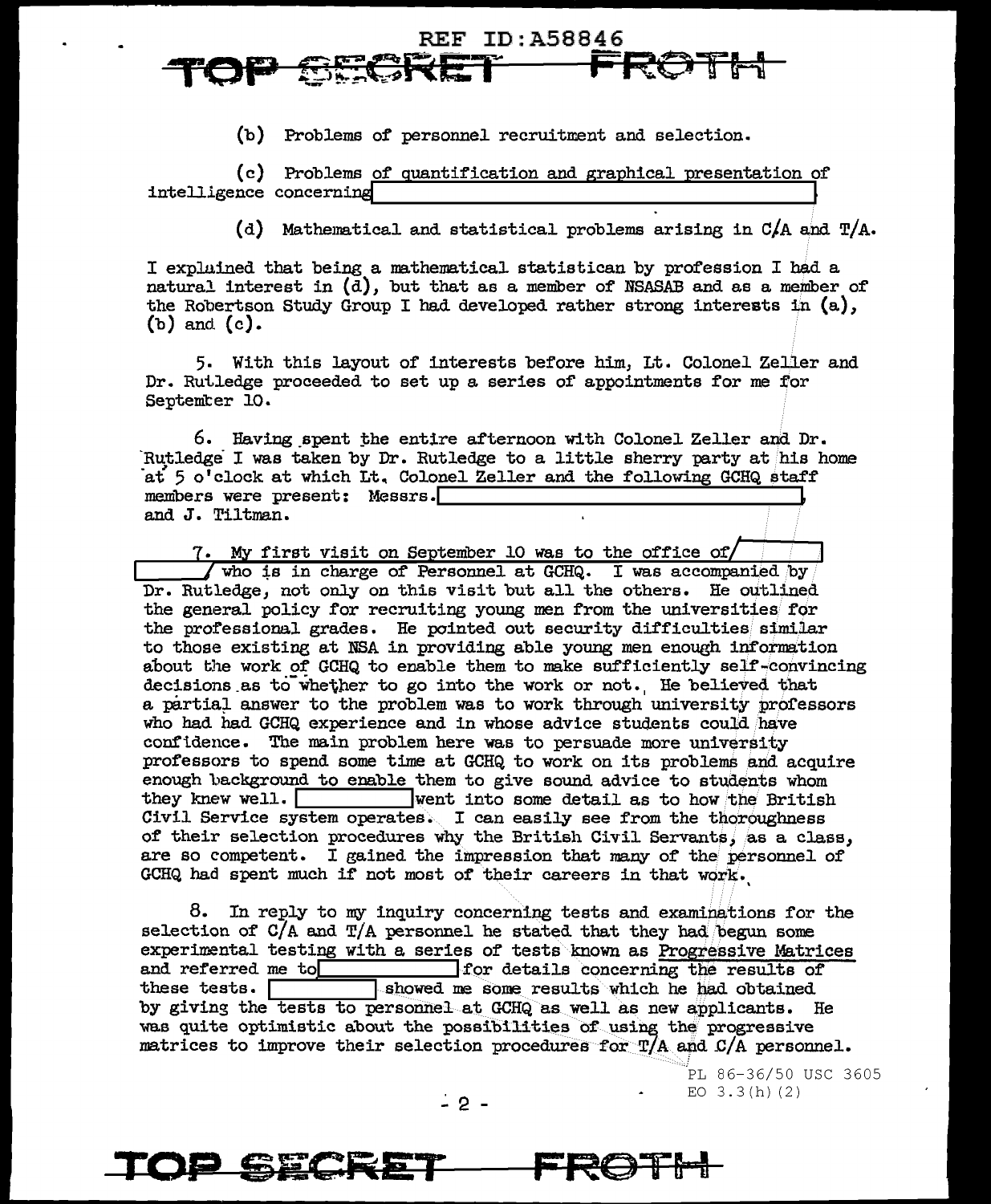(b) Problems of personnel recruitment and selection.

(c) Problems of quantification and graphical presentation of intelligence concerning [REDACTED]

(d) Mathematical and statistical problems arising in C/A and T/A.

I explained that being a mathematical statistican by profession I had a natural interest in (d), but that as a member of NSASAB and as a member of the Robertson Study Group I had developed rather strong interests in (a), (b) and (c).

5. With this layout of interests before him, Lt. Colonel Zeller and Dr. Rutledge proceeded to set up a series of appointments for me for September 10.

6. Having spent the entire afternoon with Colonel Zeller and Dr. Rutledge I was taken by Dr. Rutledge to a little sherry party at his home at 5 o'clock at which Lt. Colonel Zeller and the following GCHQ staff members were present: Messrs. [REDACTED], and J. Tiltman.

7. My first visit on September 10 was to the office of [REDACTED] who is in charge of Personnel at GCHQ. I was accompanied by Dr. Rutledge, not only on this visit but all the others. He outlined the general policy for recruiting young men from the universities for the professional grades. He pointed out security difficulties similar to those existing at NSA in providing able young men enough information about the work of GCHQ to enable them to make sufficiently self-convincing decisions as to whether to go into the work or not. He believed that a partial answer to the problem was to work through university professors who had had GCHQ experience and in whose advice students could have confidence. The main problem here was to persuade more university professors to spend some time at GCHQ to work on its problems and acquire enough background to enable them to give sound advice to students whom they knew well. [REDACTED] went into some detail as to how the British Civil Service system operates. I can easily see from the thoroughness of their selection procedures why the British Civil Servants, as a class, are so competent. I gained the impression that many of the personnel of GCHQ had spent much if not most of their careers in that work.

8. In reply to my inquiry concerning tests and examinations for the selection of C/A and T/A personnel he stated that they had begun some experimental testing with a series of tests known as Progressive Matrices and referred me to [REDACTED] for details concerning the results of these tests. [REDACTED] showed me some results which he had obtained by giving the tests to personnel at GCHQ as well as new applicants. He was quite optimistic about the possibilities of using the progressive matrices to improve their selection procedures for T/A and C/A personnel.

PL 86-36/50 USC 3605
EO 3.3(h)(2)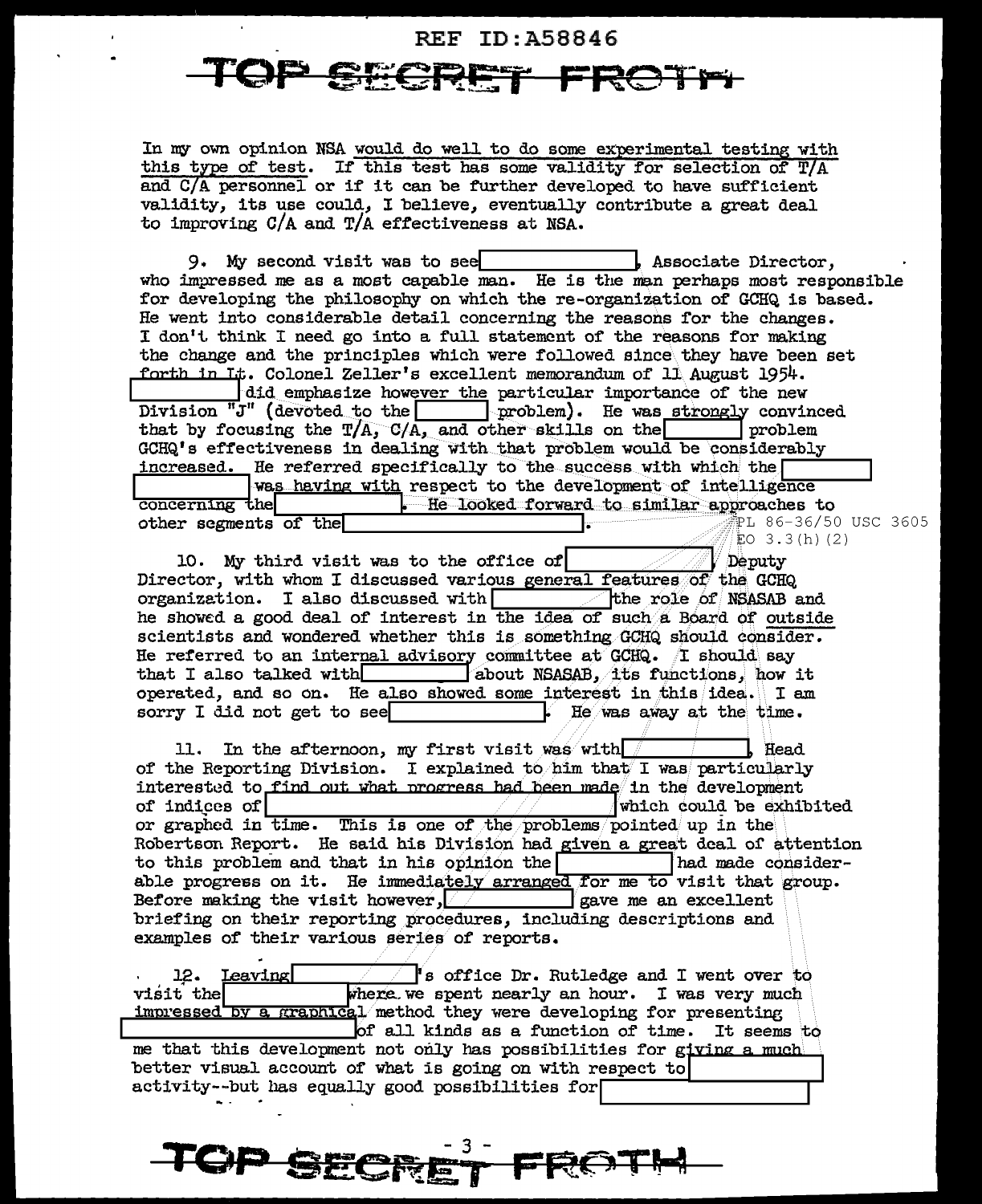In my own opinion NSA would do well to do some experimental testing with this type of test. If this test has some validity for selection of T/A and C/A personnel or if it can be further developed to have sufficient validity, its use could, I believe, eventually contribute a great deal to improving C/A and T/A effectiveness at NSA.

9. My second visit was to see [REDACTED], Associate Director, who impressed me as a most capable man. He is the man perhaps most responsible for developing the philosophy on which the re-organization of GCHQ is based. He went into considerable detail concerning the reasons for the changes. I don't think I need go into a full statement of the reasons for making the change and the principles which were followed since they have been set forth in Lt. Colonel Zeller's excellent memorandum of 11 August 1954. [REDACTED] did emphasize however the particular importance of the new Division "J" (devoted to the [REDACTED] problem). He was strongly convinced that by focusing the T/A, C/A, and other skills on the [REDACTED] problem GCHQ's effectiveness in dealing with that problem would be considerably increased. He referred specifically to the success with which the [REDACTED] was having with respect to the development of intelligence concerning the [REDACTED]. He looked forward to similar approaches to other segments of the [REDACTED].

PL 86-36/50 USC 3605
EO 3.3(h)(2)

10. My third visit was to the office of [REDACTED], Deputy Director, with whom I discussed various general features of the GCHQ organization. I also discussed with [REDACTED] the role of NSASAB and he showed a good deal of interest in the idea of such a Board of outside scientists and wondered whether this is something GCHQ should consider. He referred to an internal advisory committee at GCHQ. I should say that I also talked with [REDACTED] about NSASAB, its functions, how it operated, and so on. He also showed some interest in this idea. I am sorry I did not get to see [REDACTED]. He was away at the time.

11. In the afternoon, my first visit was with [REDACTED], Head of the Reporting Division. I explained to him that I was particularly interested to find out what progress had been made in the development of indices of [REDACTED] which could be exhibited or graphed in time. This is one of the problems pointed up in the Robertson Report. He said his Division had given a great deal of attention to this problem and that in his opinion the [REDACTED] had made considerable progress on it. He immediately arranged for me to visit that group. Before making the visit however, [REDACTED] gave me an excellent briefing on their reporting procedures, including descriptions and examples of their various series of reports.

12. Leaving [REDACTED]'s office Dr. Rutledge and I went over to visit the [REDACTED] where we spent nearly an hour. I was very much impressed by a graphical method they were developing for presenting [REDACTED] of all kinds as a function of time. It seems to me that this development not only has possibilities for giving a much better visual account of what is going on with respect to [REDACTED] activity--but has equally good possibilities for [REDACTED]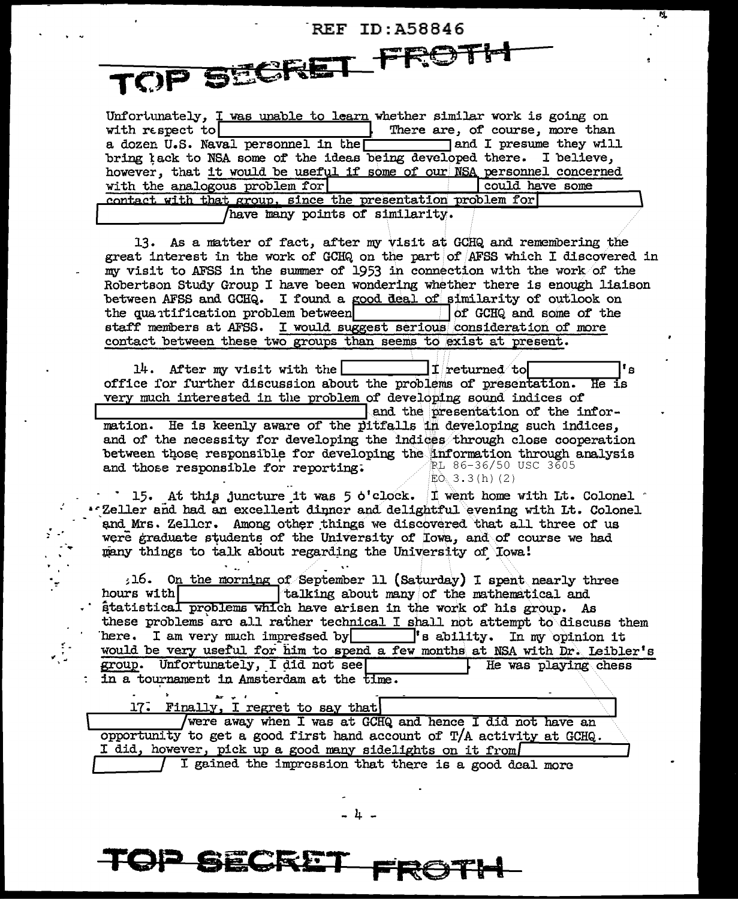Unfortunately, I was unable to learn whether similar work is going on with respect to [REDACTED]. There are, of course, more than a dozen U.S. Naval personnel in the [REDACTED] and I presume they will bring back to NSA some of the ideas being developed there. I believe, however, that it would be useful if some of our NSA personnel concerned with the analogous problem for [REDACTED] could have some contact with that group, since the presentation problem for [REDACTED] have many points of similarity.

13. As a matter of fact, after my visit at GCHQ and remembering the great interest in the work of GCHQ on the part of AFSS which I discovered in my visit to AFSS in the summer of 1953 in connection with the work of the Robertson Study Group I have been wondering whether there is enough liaison between AFSS and GCHQ. I found a good deal of similarity of outlook on the quantification problem between [REDACTED] of GCHQ and some of the staff members at AFSS. I would suggest serious consideration of more contact between these two groups than seems to exist at present.

14. After my visit with the [REDACTED] I returned to [REDACTED]'s office for further discussion about the problems of presentation. He is very much interested in the problem of developing sound indices of [REDACTED] and the presentation of the information. He is keenly aware of the pitfalls in developing such indices, and of the necessity for developing the indices through close cooperation between those responsible for developing the information through analysis and those responsible for reporting.

PL 86-36/50 USC 3605
EO 3.3(h)(2)

15. At this juncture it was 5 o'clock. I went home with Lt. Colonel Zeller and had an excellent dinner and delightful evening with Lt. Colonel and Mrs. Zeller. Among other things we discovered that all three of us were graduate students of the University of Iowa, and of course we had many things to talk about regarding the University of Iowa!

16. On the morning of September 11 (Saturday) I spent nearly three hours with [REDACTED] talking about many of the mathematical and statistical problems which have arisen in the work of his group. As these problems are all rather technical I shall not attempt to discuss them here. I am very much impressed by [REDACTED]'s ability. In my opinion it would be very useful for him to spend a few months at NSA with Dr. Leibler's group. Unfortunately, I did not see [REDACTED]. He was playing chess in a tournament in Amsterdam at the time.

17. Finally, I regret to say that [REDACTED] were away when I was at GCHQ and hence I did not have an opportunity to get a good first hand account of T/A activity at GCHQ. I did, however, pick up a good many sidelights on it from [REDACTED]. I gained the impression that there is a good deal more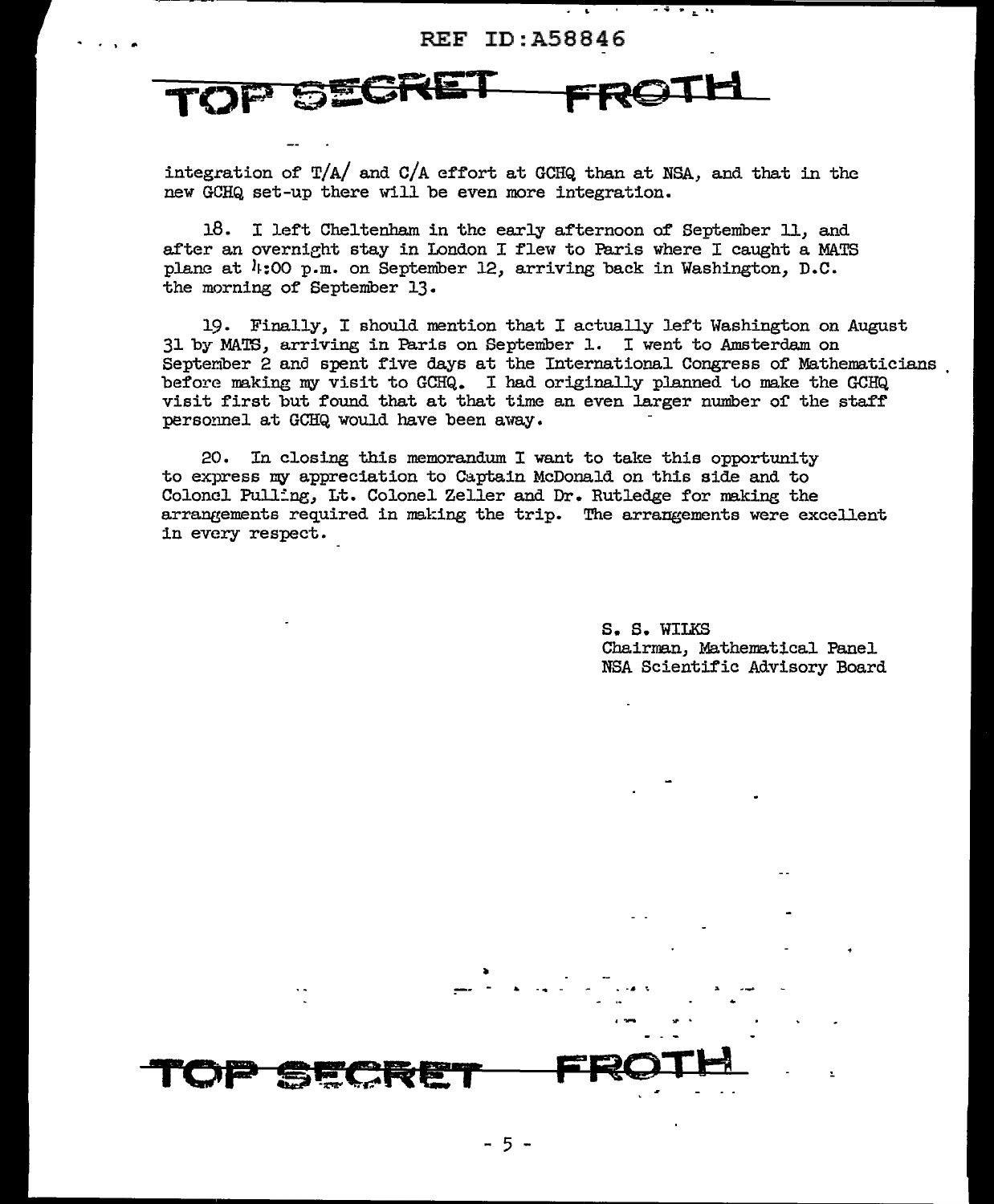integration of T/A/ and C/A effort at GCHQ than at NSA, and that in the new GCHQ set-up there will be even more integration.

18. I left Cheltenham in the early afternoon of September 11, and after an overnight stay in London I flew to Paris where I caught a MATS plane at 4:00 p.m. on September 12, arriving back in Washington, D.C. the morning of September 13.

19. Finally, I should mention that I actually left Washington on August 31 by MATS, arriving in Paris on September 1. I went to Amsterdam on September 2 and spent five days at the International Congress of Mathematicians before making my visit to GCHQ. I had originally planned to make the GCHQ visit first but found that at that time an even larger number of the staff personnel at GCHQ would have been away.

20. In closing this memorandum I want to take this opportunity to express my appreciation to Captain McDonald on this side and to Colonel Pulling, Lt. Colonel Zeller and Dr. Rutledge for making the arrangements required in making the trip. The arrangements were excellent in every respect.

S. S. WILKS
Chairman, Mathematical Panel
NSA Scientific Advisory Board